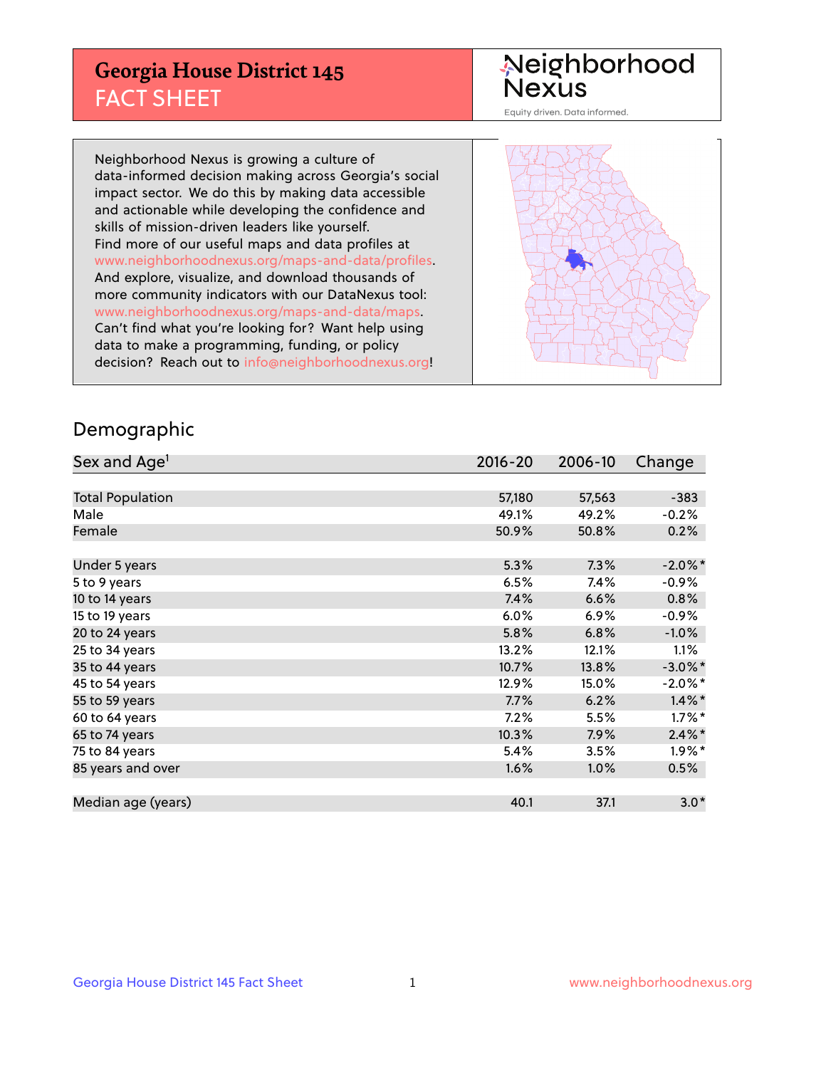# Georgia House District 145
## FACT SHEET

Neighborhood Nexus

Equity driven. Data informed.

Neighborhood Nexus is growing a culture of data-informed decision making across Georgia's social impact sector. We do this by making data accessible and actionable while developing the confidence and skills of mission-driven leaders like yourself. Find more of our useful maps and data profiles at www.neighborhoodnexus.org/maps-and-data/profiles. And explore, visualize, and download thousands of more community indicators with our DataNexus tool: www.neighborhoodnexus.org/maps-and-data/maps. Can't find what you're looking for? Want help using data to make a programming, funding, or policy decision? Reach out to info@neighborhoodnexus.org!

## Demographic

| Sex and Age[1] | 2016-20 | 2006-10 | Change |
|---|---|---|---|
| Total Population | 57,180 | 57,563 | -383 |
| Male | 49.1% | 49.2% | -0.2% |
| Female | 50.9% | 50.8% | 0.2% |
| | | | |
| Under 5 years | 5.3% | 7.3% | -2.0%* |
| 5 to 9 years | 6.5% | 7.4% | -0.9% |
| 10 to 14 years | 7.4% | 6.6% | 0.8% |
| 15 to 19 years | 6.0% | 6.9% | -0.9% |
| 20 to 24 years | 5.8% | 6.8% | -1.0% |
| 25 to 34 years | 13.2% | 12.1% | 1.1% |
| 35 to 44 years | 10.7% | 13.8% | -3.0%* |
| 45 to 54 years | 12.9% | 15.0% | -2.0%* |
| 55 to 59 years | 7.7% | 6.2% | 1.4%* |
| 60 to 64 years | 7.2% | 5.5% | 1.7%* |
| 65 to 74 years | 10.3% | 7.9% | 2.4%* |
| 75 to 84 years | 5.4% | 3.5% | 1.9%* |
| 85 years and over | 1.6% | 1.0% | 0.5% |
| | | | |
| Median age (years) | 40.1 | 37.1 | 3.0* |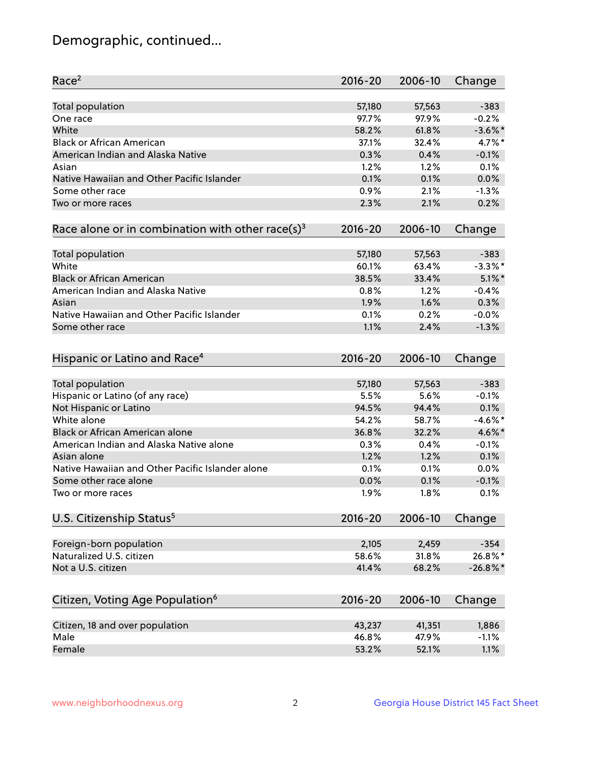# Demographic, continued...

| Race[2] | 2016-20 | 2006-10 | Change |
|---|---|---|---|
| Total population | 57,180 | 57,563 | -383 |
| One race | 97.7% | 97.9% | -0.2% |
| White | 58.2% | 61.8% | -3.6%* |
| Black or African American | 37.1% | 32.4% | 4.7%* |
| American Indian and Alaska Native | 0.3% | 0.4% | -0.1% |
| Asian | 1.2% | 1.2% | 0.1% |
| Native Hawaiian and Other Pacific Islander | 0.1% | 0.1% | 0.0% |
| Some other race | 0.9% | 2.1% | -1.3% |
| Two or more races | 2.3% | 2.1% | 0.2% |

| Race alone or in combination with other race(s)[3] | 2016-20 | 2006-10 | Change |
|---|---|---|---|
| Total population | 57,180 | 57,563 | -383 |
| White | 60.1% | 63.4% | -3.3%* |
| Black or African American | 38.5% | 33.4% | 5.1%* |
| American Indian and Alaska Native | 0.8% | 1.2% | -0.4% |
| Asian | 1.9% | 1.6% | 0.3% |
| Native Hawaiian and Other Pacific Islander | 0.1% | 0.2% | -0.0% |
| Some other race | 1.1% | 2.4% | -1.3% |

| Hispanic or Latino and Race[4] | 2016-20 | 2006-10 | Change |
|---|---|---|---|
| Total population | 57,180 | 57,563 | -383 |
| Hispanic or Latino (of any race) | 5.5% | 5.6% | -0.1% |
| Not Hispanic or Latino | 94.5% | 94.4% | 0.1% |
| White alone | 54.2% | 58.7% | -4.6%* |
| Black or African American alone | 36.8% | 32.2% | 4.6%* |
| American Indian and Alaska Native alone | 0.3% | 0.4% | -0.1% |
| Asian alone | 1.2% | 1.2% | 0.1% |
| Native Hawaiian and Other Pacific Islander alone | 0.1% | 0.1% | 0.0% |
| Some other race alone | 0.0% | 0.1% | -0.1% |
| Two or more races | 1.9% | 1.8% | 0.1% |

| U.S. Citizenship Status[5] | 2016-20 | 2006-10 | Change |
|---|---|---|---|
| Foreign-born population | 2,105 | 2,459 | -354 |
| Naturalized U.S. citizen | 58.6% | 31.8% | 26.8%* |
| Not a U.S. citizen | 41.4% | 68.2% | -26.8%* |

| Citizen, Voting Age Population[6] | 2016-20 | 2006-10 | Change |
|---|---|---|---|
| Citizen, 18 and over population | 43,237 | 41,351 | 1,886 |
| Male | 46.8% | 47.9% | -1.1% |
| Female | 53.2% | 52.1% | 1.1% |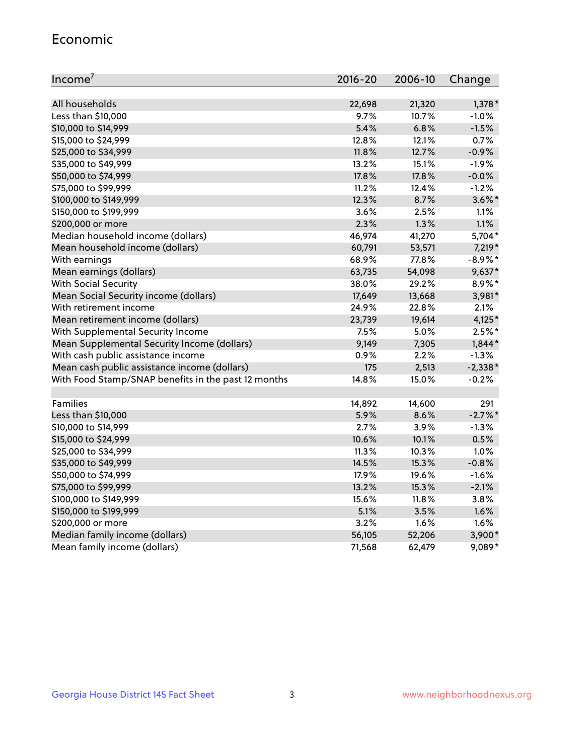## Economic

| Income[7] | 2016-20 | 2006-10 | Change |
|---|---|---|---|
| All households | 22,698 | 21,320 | 1,378* |
| Less than $10,000 | 9.7% | 10.7% | -1.0% |
| $10,000 to $14,999 | 5.4% | 6.8% | -1.5% |
| $15,000 to $24,999 | 12.8% | 12.1% | 0.7% |
| $25,000 to $34,999 | 11.8% | 12.7% | -0.9% |
| $35,000 to $49,999 | 13.2% | 15.1% | -1.9% |
| $50,000 to $74,999 | 17.8% | 17.8% | -0.0% |
| $75,000 to $99,999 | 11.2% | 12.4% | -1.2% |
| $100,000 to $149,999 | 12.3% | 8.7% | 3.6%* |
| $150,000 to $199,999 | 3.6% | 2.5% | 1.1% |
| $200,000 or more | 2.3% | 1.3% | 1.1% |
| Median household income (dollars) | 46,974 | 41,270 | 5,704* |
| Mean household income (dollars) | 60,791 | 53,571 | 7,219* |
| With earnings | 68.9% | 77.8% | -8.9%* |
| Mean earnings (dollars) | 63,735 | 54,098 | 9,637* |
| With Social Security | 38.0% | 29.2% | 8.9%* |
| Mean Social Security income (dollars) | 17,649 | 13,668 | 3,981* |
| With retirement income | 24.9% | 22.8% | 2.1% |
| Mean retirement income (dollars) | 23,739 | 19,614 | 4,125* |
| With Supplemental Security Income | 7.5% | 5.0% | 2.5%* |
| Mean Supplemental Security Income (dollars) | 9,149 | 7,305 | 1,844* |
| With cash public assistance income | 0.9% | 2.2% | -1.3% |
| Mean cash public assistance income (dollars) | 175 | 2,513 | -2,338* |
| With Food Stamp/SNAP benefits in the past 12 months | 14.8% | 15.0% | -0.2% |
| | | | |
| Families | 14,892 | 14,600 | 291 |
| Less than $10,000 | 5.9% | 8.6% | -2.7%* |
| $10,000 to $14,999 | 2.7% | 3.9% | -1.3% |
| $15,000 to $24,999 | 10.6% | 10.1% | 0.5% |
| $25,000 to $34,999 | 11.3% | 10.3% | 1.0% |
| $35,000 to $49,999 | 14.5% | 15.3% | -0.8% |
| $50,000 to $74,999 | 17.9% | 19.6% | -1.6% |
| $75,000 to $99,999 | 13.2% | 15.3% | -2.1% |
| $100,000 to $149,999 | 15.6% | 11.8% | 3.8% |
| $150,000 to $199,999 | 5.1% | 3.5% | 1.6% |
| $200,000 or more | 3.2% | 1.6% | 1.6% |
| Median family income (dollars) | 56,105 | 52,206 | 3,900* |
| Mean family income (dollars) | 71,568 | 62,479 | 9,089* |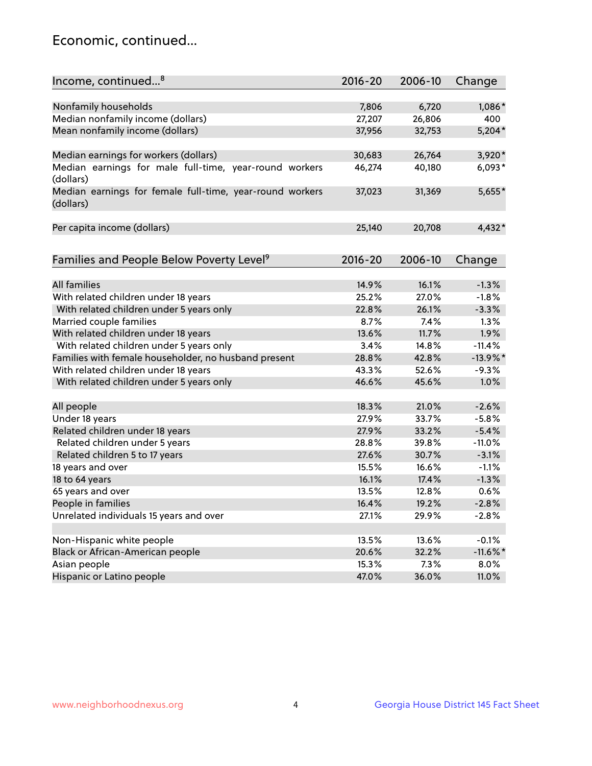## Economic, continued...

| Income, continued...[8] | 2016-20 | 2006-10 | Change |
|---|---|---|---|
| Nonfamily households | 7,806 | 6,720 | 1,086* |
| Median nonfamily income (dollars) | 27,207 | 26,806 | 400 |
| Mean nonfamily income (dollars) | 37,956 | 32,753 | 5,204* |
| Median earnings for workers (dollars) | 30,683 | 26,764 | 3,920* |
| Median earnings for male full-time, year-round workers (dollars) | 46,274 | 40,180 | 6,093* |
| Median earnings for female full-time, year-round workers (dollars) | 37,023 | 31,369 | 5,655* |
| Per capita income (dollars) | 25,140 | 20,708 | 4,432* |

| Families and People Below Poverty Level[9] | 2016-20 | 2006-10 | Change |
|---|---|---|---|
| All families | 14.9% | 16.1% | -1.3% |
| With related children under 18 years | 25.2% | 27.0% | -1.8% |
| With related children under 5 years only | 22.8% | 26.1% | -3.3% |
| Married couple families | 8.7% | 7.4% | 1.3% |
| With related children under 18 years | 13.6% | 11.7% | 1.9% |
| With related children under 5 years only | 3.4% | 14.8% | -11.4% |
| Families with female householder, no husband present | 28.8% | 42.8% | -13.9%* |
| With related children under 18 years | 43.3% | 52.6% | -9.3% |
| With related children under 5 years only | 46.6% | 45.6% | 1.0% |
| All people | 18.3% | 21.0% | -2.6% |
| Under 18 years | 27.9% | 33.7% | -5.8% |
| Related children under 18 years | 27.9% | 33.2% | -5.4% |
| Related children under 5 years | 28.8% | 39.8% | -11.0% |
| Related children 5 to 17 years | 27.6% | 30.7% | -3.1% |
| 18 years and over | 15.5% | 16.6% | -1.1% |
| 18 to 64 years | 16.1% | 17.4% | -1.3% |
| 65 years and over | 13.5% | 12.8% | 0.6% |
| People in families | 16.4% | 19.2% | -2.8% |
| Unrelated individuals 15 years and over | 27.1% | 29.9% | -2.8% |
| Non-Hispanic white people | 13.5% | 13.6% | -0.1% |
| Black or African-American people | 20.6% | 32.2% | -11.6%* |
| Asian people | 15.3% | 7.3% | 8.0% |
| Hispanic or Latino people | 47.0% | 36.0% | 11.0% |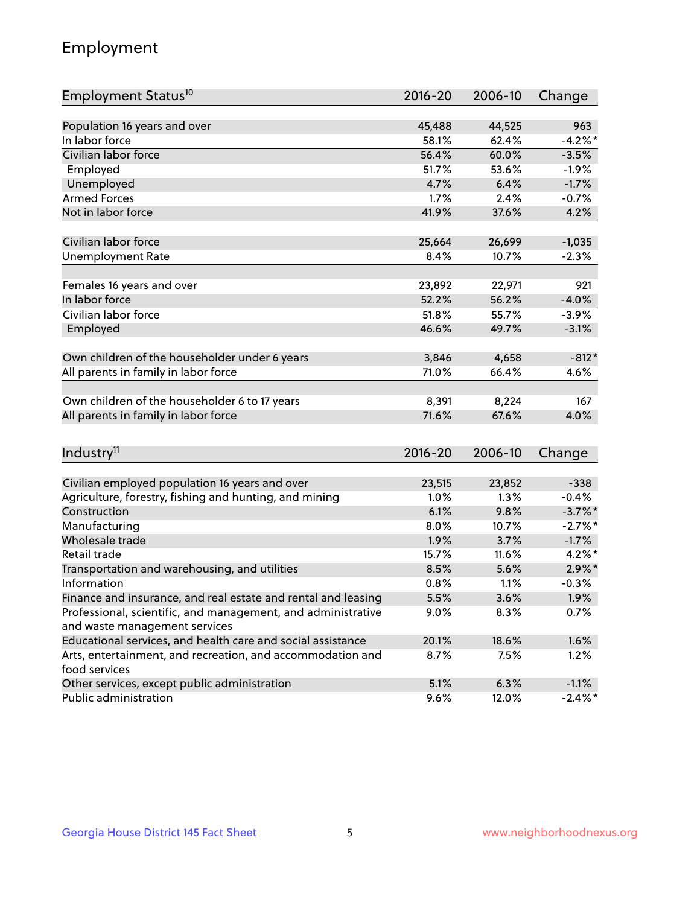# Employment

| Employment Status[10] | 2016-20 | 2006-10 | Change |
|---|---|---|---|
| Population 16 years and over | 45,488 | 44,525 | 963 |
| In labor force | 58.1% | 62.4% | -4.2%* |
| Civilian labor force | 56.4% | 60.0% | -3.5% |
| Employed | 51.7% | 53.6% | -1.9% |
| Unemployed | 4.7% | 6.4% | -1.7% |
| Armed Forces | 1.7% | 2.4% | -0.7% |
| Not in labor force | 41.9% | 37.6% | 4.2% |
| | | | |
| Civilian labor force | 25,664 | 26,699 | -1,035 |
| Unemployment Rate | 8.4% | 10.7% | -2.3% |
| | | | |
| Females 16 years and over | 23,892 | 22,971 | 921 |
| In labor force | 52.2% | 56.2% | -4.0% |
| Civilian labor force | 51.8% | 55.7% | -3.9% |
| Employed | 46.6% | 49.7% | -3.1% |
| | | | |
| Own children of the householder under 6 years | 3,846 | 4,658 | -812* |
| All parents in family in labor force | 71.0% | 66.4% | 4.6% |
| | | | |
| Own children of the householder 6 to 17 years | 8,391 | 8,224 | 167 |
| All parents in family in labor force | 71.6% | 67.6% | 4.0% |

| Industry[11] | 2016-20 | 2006-10 | Change |
|---|---|---|---|
| Civilian employed population 16 years and over | 23,515 | 23,852 | -338 |
| Agriculture, forestry, fishing and hunting, and mining | 1.0% | 1.3% | -0.4% |
| Construction | 6.1% | 9.8% | -3.7%* |
| Manufacturing | 8.0% | 10.7% | -2.7%* |
| Wholesale trade | 1.9% | 3.7% | -1.7% |
| Retail trade | 15.7% | 11.6% | 4.2%* |
| Transportation and warehousing, and utilities | 8.5% | 5.6% | 2.9%* |
| Information | 0.8% | 1.1% | -0.3% |
| Finance and insurance, and real estate and rental and leasing | 5.5% | 3.6% | 1.9% |
| Professional, scientific, and management, and administrative and waste management services | 9.0% | 8.3% | 0.7% |
| Educational services, and health care and social assistance | 20.1% | 18.6% | 1.6% |
| Arts, entertainment, and recreation, and accommodation and food services | 8.7% | 7.5% | 1.2% |
| Other services, except public administration | 5.1% | 6.3% | -1.1% |
| Public administration | 9.6% | 12.0% | -2.4%* |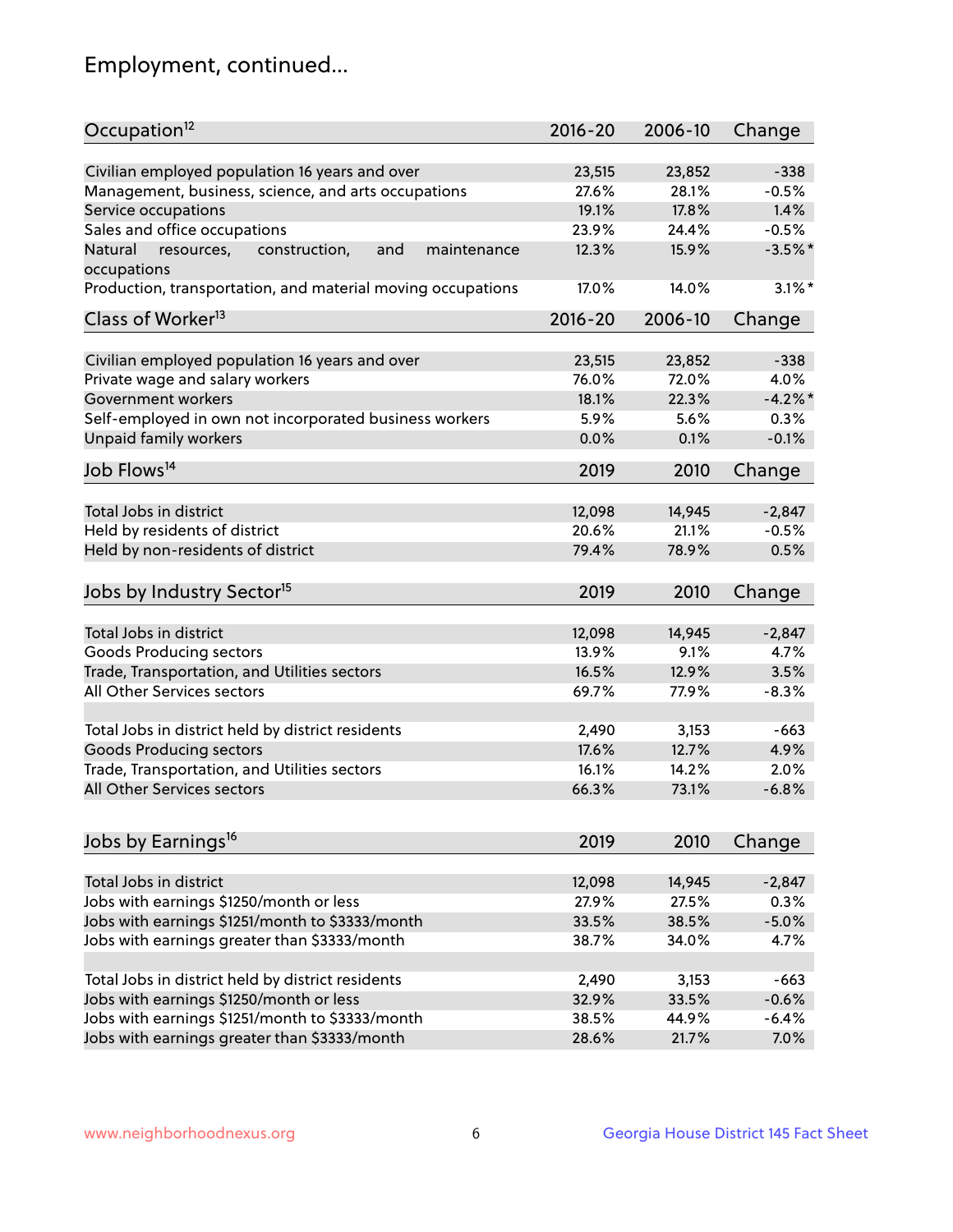## Employment, continued...

| Occupation[12] | 2016-20 | 2006-10 | Change |
|---|---|---|---|
| Civilian employed population 16 years and over | 23,515 | 23,852 | -338 |
| Management, business, science, and arts occupations | 27.6% | 28.1% | -0.5% |
| Service occupations | 19.1% | 17.8% | 1.4% |
| Sales and office occupations | 23.9% | 24.4% | -0.5% |
| Natural resources, construction, and maintenance occupations | 12.3% | 15.9% | -3.5%* |
| Production, transportation, and material moving occupations | 17.0% | 14.0% | 3.1%* |

| Class of Worker[13] | 2016-20 | 2006-10 | Change |
|---|---|---|---|
| Civilian employed population 16 years and over | 23,515 | 23,852 | -338 |
| Private wage and salary workers | 76.0% | 72.0% | 4.0% |
| Government workers | 18.1% | 22.3% | -4.2%* |
| Self-employed in own not incorporated business workers | 5.9% | 5.6% | 0.3% |
| Unpaid family workers | 0.0% | 0.1% | -0.1% |

| Job Flows[14] | 2019 | 2010 | Change |
|---|---|---|---|
| Total Jobs in district | 12,098 | 14,945 | -2,847 |
| Held by residents of district | 20.6% | 21.1% | -0.5% |
| Held by non-residents of district | 79.4% | 78.9% | 0.5% |

| Jobs by Industry Sector[15] | 2019 | 2010 | Change |
|---|---|---|---|
| Total Jobs in district | 12,098 | 14,945 | -2,847 |
| Goods Producing sectors | 13.9% | 9.1% | 4.7% |
| Trade, Transportation, and Utilities sectors | 16.5% | 12.9% | 3.5% |
| All Other Services sectors | 69.7% | 77.9% | -8.3% |
| | | | |
| Total Jobs in district held by district residents | 2,490 | 3,153 | -663 |
| Goods Producing sectors | 17.6% | 12.7% | 4.9% |
| Trade, Transportation, and Utilities sectors | 16.1% | 14.2% | 2.0% |
| All Other Services sectors | 66.3% | 73.1% | -6.8% |

| Jobs by Earnings[16] | 2019 | 2010 | Change |
|---|---|---|---|
| Total Jobs in district | 12,098 | 14,945 | -2,847 |
| Jobs with earnings $1250/month or less | 27.9% | 27.5% | 0.3% |
| Jobs with earnings $1251/month to $3333/month | 33.5% | 38.5% | -5.0% |
| Jobs with earnings greater than $3333/month | 38.7% | 34.0% | 4.7% |
| | | | |
| Total Jobs in district held by district residents | 2,490 | 3,153 | -663 |
| Jobs with earnings $1250/month or less | 32.9% | 33.5% | -0.6% |
| Jobs with earnings $1251/month to $3333/month | 38.5% | 44.9% | -6.4% |
| Jobs with earnings greater than $3333/month | 28.6% | 21.7% | 7.0% |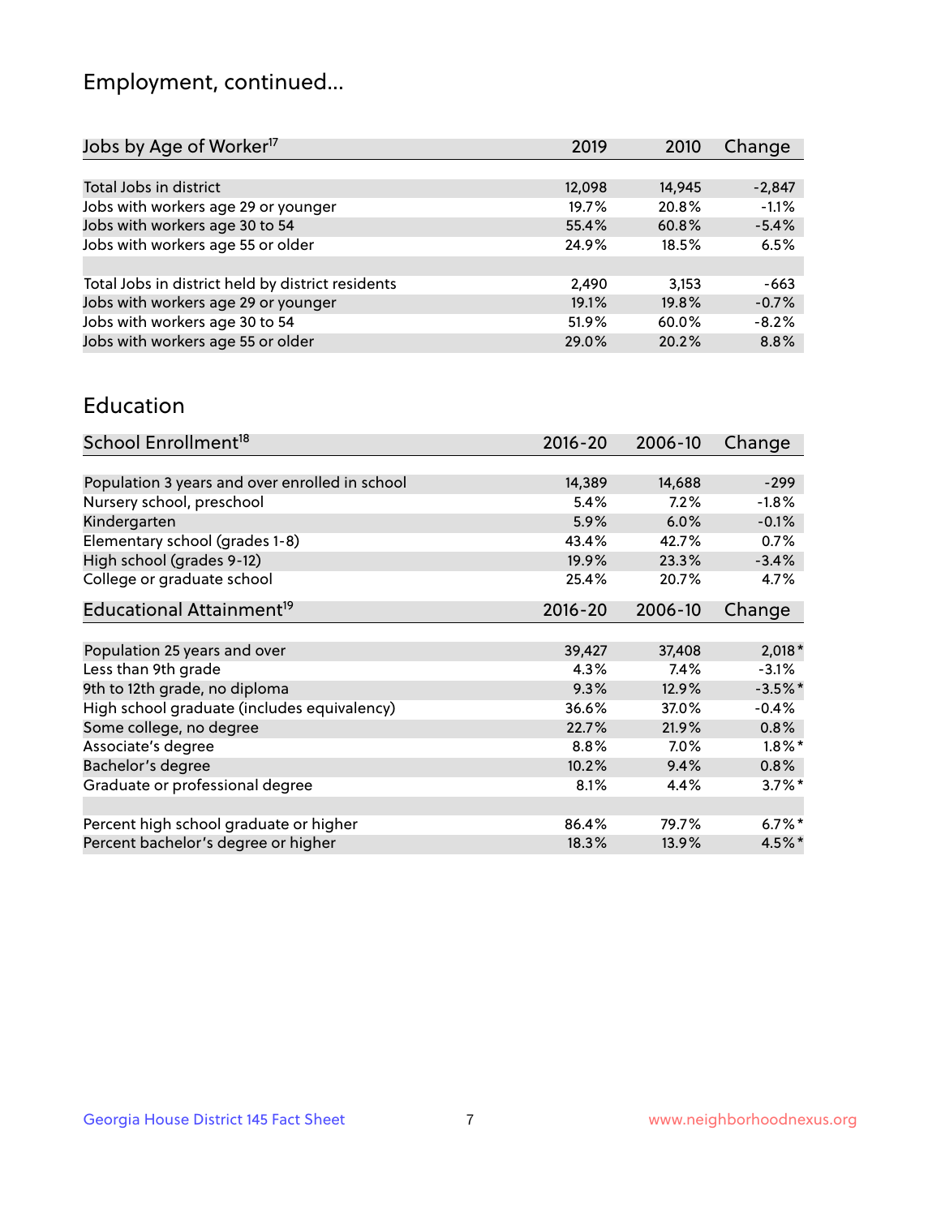## Employment, continued...

| Jobs by Age of Worker[17] | 2019 | 2010 | Change |
|---|---|---|---|
| | | | |
| Total Jobs in district | 12,098 | 14,945 | -2,847 |
| Jobs with workers age 29 or younger | 19.7% | 20.8% | -1.1% |
| Jobs with workers age 30 to 54 | 55.4% | 60.8% | -5.4% |
| Jobs with workers age 55 or older | 24.9% | 18.5% | 6.5% |
| | | | |
| Total Jobs in district held by district residents | 2,490 | 3,153 | -663 |
| Jobs with workers age 29 or younger | 19.1% | 19.8% | -0.7% |
| Jobs with workers age 30 to 54 | 51.9% | 60.0% | -8.2% |
| Jobs with workers age 55 or older | 29.0% | 20.2% | 8.8% |

## Education

| School Enrollment[18] | 2016-20 | 2006-10 | Change |
|---|---|---|---|
| | | | |
| Population 3 years and over enrolled in school | 14,389 | 14,688 | -299 |
| Nursery school, preschool | 5.4% | 7.2% | -1.8% |
| Kindergarten | 5.9% | 6.0% | -0.1% |
| Elementary school (grades 1-8) | 43.4% | 42.7% | 0.7% |
| High school (grades 9-12) | 19.9% | 23.3% | -3.4% |
| College or graduate school | 25.4% | 20.7% | 4.7% |

| Educational Attainment[19] | 2016-20 | 2006-10 | Change |
|---|---|---|---|
| | | | |
| Population 25 years and over | 39,427 | 37,408 | 2,018* |
| Less than 9th grade | 4.3% | 7.4% | -3.1% |
| 9th to 12th grade, no diploma | 9.3% | 12.9% | -3.5%* |
| High school graduate (includes equivalency) | 36.6% | 37.0% | -0.4% |
| Some college, no degree | 22.7% | 21.9% | 0.8% |
| Associate's degree | 8.8% | 7.0% | 1.8%* |
| Bachelor's degree | 10.2% | 9.4% | 0.8% |
| Graduate or professional degree | 8.1% | 4.4% | 3.7%* |
| | | | |
| Percent high school graduate or higher | 86.4% | 79.7% | 6.7%* |
| Percent bachelor's degree or higher | 18.3% | 13.9% | 4.5%* |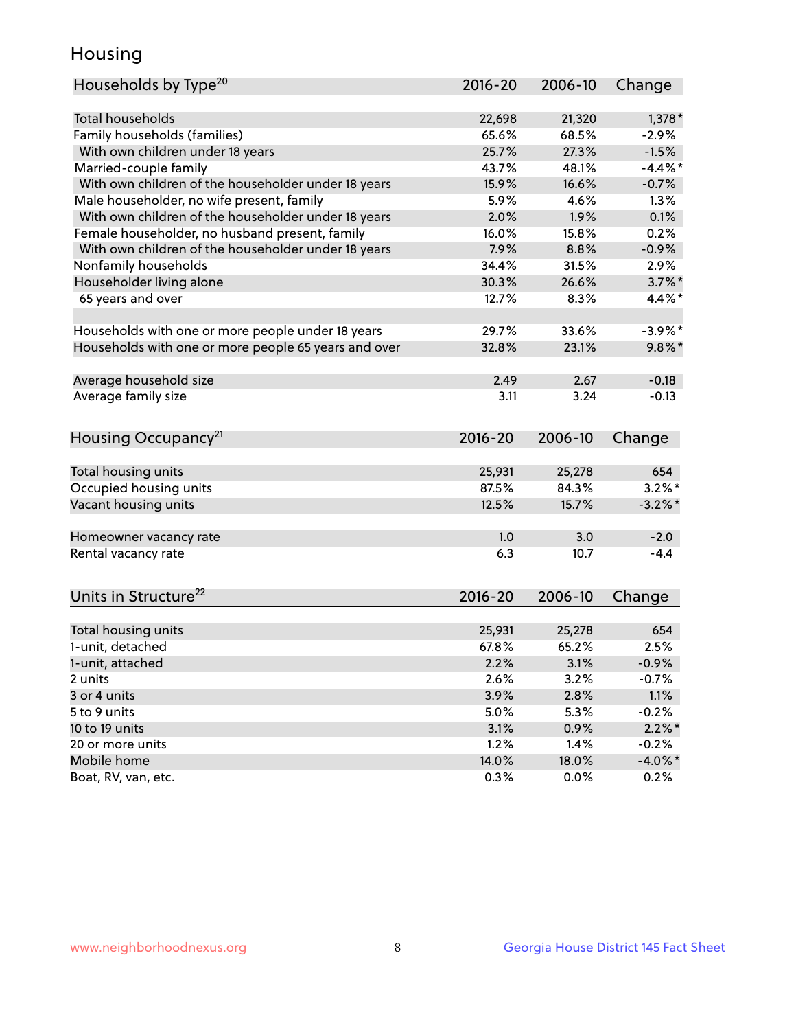# Housing

| Households by Type[20] | 2016-20 | 2006-10 | Change |
|---|---|---|---|
| Total households | 22,698 | 21,320 | 1,378* |
| Family households (families) | 65.6% | 68.5% | -2.9% |
| With own children under 18 years | 25.7% | 27.3% | -1.5% |
| Married-couple family | 43.7% | 48.1% | -4.4%* |
| With own children of the householder under 18 years | 15.9% | 16.6% | -0.7% |
| Male householder, no wife present, family | 5.9% | 4.6% | 1.3% |
| With own children of the householder under 18 years | 2.0% | 1.9% | 0.1% |
| Female householder, no husband present, family | 16.0% | 15.8% | 0.2% |
| With own children of the householder under 18 years | 7.9% | 8.8% | -0.9% |
| Nonfamily households | 34.4% | 31.5% | 2.9% |
| Householder living alone | 30.3% | 26.6% | 3.7%* |
| 65 years and over | 12.7% | 8.3% | 4.4%* |
| | | | |
| Households with one or more people under 18 years | 29.7% | 33.6% | -3.9%* |
| Households with one or more people 65 years and over | 32.8% | 23.1% | 9.8%* |
| | | | |
| Average household size | 2.49 | 2.67 | -0.18 |
| Average family size | 3.11 | 3.24 | -0.13 |

| Housing Occupancy[21] | 2016-20 | 2006-10 | Change |
|---|---|---|---|
| Total housing units | 25,931 | 25,278 | 654 |
| Occupied housing units | 87.5% | 84.3% | 3.2%* |
| Vacant housing units | 12.5% | 15.7% | -3.2%* |
| | | | |
| Homeowner vacancy rate | 1.0 | 3.0 | -2.0 |
| Rental vacancy rate | 6.3 | 10.7 | -4.4 |

| Units in Structure[22] | 2016-20 | 2006-10 | Change |
|---|---|---|---|
| Total housing units | 25,931 | 25,278 | 654 |
| 1-unit, detached | 67.8% | 65.2% | 2.5% |
| 1-unit, attached | 2.2% | 3.1% | -0.9% |
| 2 units | 2.6% | 3.2% | -0.7% |
| 3 or 4 units | 3.9% | 2.8% | 1.1% |
| 5 to 9 units | 5.0% | 5.3% | -0.2% |
| 10 to 19 units | 3.1% | 0.9% | 2.2%* |
| 20 or more units | 1.2% | 1.4% | -0.2% |
| Mobile home | 14.0% | 18.0% | -4.0%* |
| Boat, RV, van, etc. | 0.3% | 0.0% | 0.2% |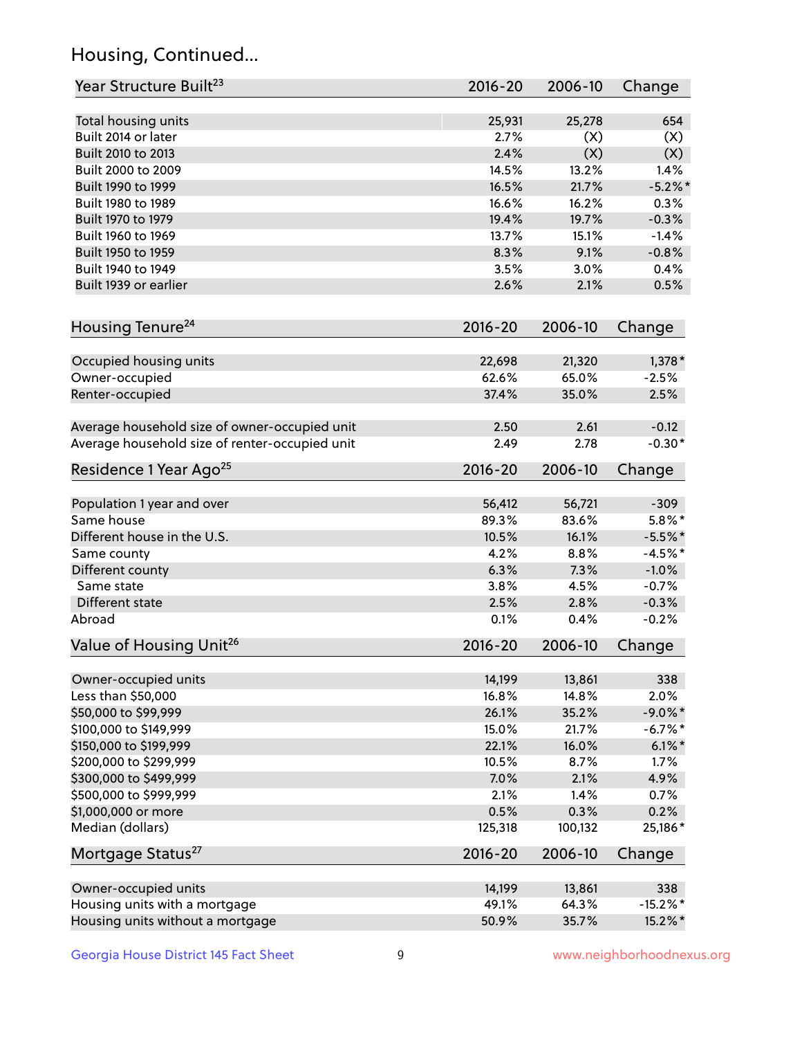## Housing, Continued...

| Year Structure Built[23] | 2016-20 | 2006-10 | Change |
|---|---|---|---|
| Total housing units | 25,931 | 25,278 | 654 |
| Built 2014 or later | 2.7% | (X) | (X) |
| Built 2010 to 2013 | 2.4% | (X) | (X) |
| Built 2000 to 2009 | 14.5% | 13.2% | 1.4% |
| Built 1990 to 1999 | 16.5% | 21.7% | -5.2%* |
| Built 1980 to 1989 | 16.6% | 16.2% | 0.3% |
| Built 1970 to 1979 | 19.4% | 19.7% | -0.3% |
| Built 1960 to 1969 | 13.7% | 15.1% | -1.4% |
| Built 1950 to 1959 | 8.3% | 9.1% | -0.8% |
| Built 1940 to 1949 | 3.5% | 3.0% | 0.4% |
| Built 1939 or earlier | 2.6% | 2.1% | 0.5% |

| Housing Tenure[24] | 2016-20 | 2006-10 | Change |
|---|---|---|---|
| Occupied housing units | 22,698 | 21,320 | 1,378* |
| Owner-occupied | 62.6% | 65.0% | -2.5% |
| Renter-occupied | 37.4% | 35.0% | 2.5% |
| Average household size of owner-occupied unit | 2.50 | 2.61 | -0.12 |
| Average household size of renter-occupied unit | 2.49 | 2.78 | -0.30* |

| Residence 1 Year Ago[25] | 2016-20 | 2006-10 | Change |
|---|---|---|---|
| Population 1 year and over | 56,412 | 56,721 | -309 |
| Same house | 89.3% | 83.6% | 5.8%* |
| Different house in the U.S. | 10.5% | 16.1% | -5.5%* |
| Same county | 4.2% | 8.8% | -4.5%* |
| Different county | 6.3% | 7.3% | -1.0% |
| Same state | 3.8% | 4.5% | -0.7% |
| Different state | 2.5% | 2.8% | -0.3% |
| Abroad | 0.1% | 0.4% | -0.2% |

| Value of Housing Unit[26] | 2016-20 | 2006-10 | Change |
|---|---|---|---|
| Owner-occupied units | 14,199 | 13,861 | 338 |
| Less than $50,000 | 16.8% | 14.8% | 2.0% |
| $50,000 to $99,999 | 26.1% | 35.2% | -9.0%* |
| $100,000 to $149,999 | 15.0% | 21.7% | -6.7%* |
| $150,000 to $199,999 | 22.1% | 16.0% | 6.1%* |
| $200,000 to $299,999 | 10.5% | 8.7% | 1.7% |
| $300,000 to $499,999 | 7.0% | 2.1% | 4.9% |
| $500,000 to $999,999 | 2.1% | 1.4% | 0.7% |
| $1,000,000 or more | 0.5% | 0.3% | 0.2% |
| Median (dollars) | 125,318 | 100,132 | 25,186* |

| Mortgage Status[27] | 2016-20 | 2006-10 | Change |
|---|---|---|---|
| Owner-occupied units | 14,199 | 13,861 | 338 |
| Housing units with a mortgage | 49.1% | 64.3% | -15.2%* |
| Housing units without a mortgage | 50.9% | 35.7% | 15.2%* |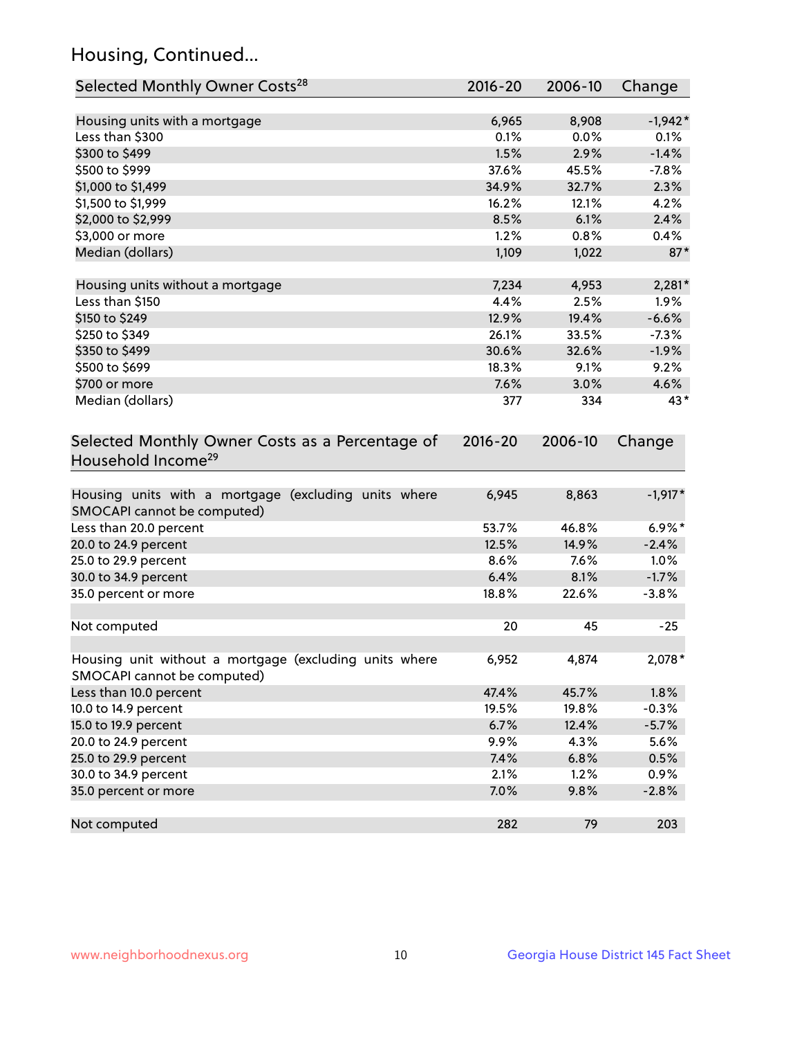## Housing, Continued...

| Selected Monthly Owner Costs[28] | 2016-20 | 2006-10 | Change |
|---|---|---|---|
| Housing units with a mortgage | 6,965 | 8,908 | -1,942* |
| Less than $300 | 0.1% | 0.0% | 0.1% |
| $300 to $499 | 1.5% | 2.9% | -1.4% |
| $500 to $999 | 37.6% | 45.5% | -7.8% |
| $1,000 to $1,499 | 34.9% | 32.7% | 2.3% |
| $1,500 to $1,999 | 16.2% | 12.1% | 4.2% |
| $2,000 to $2,999 | 8.5% | 6.1% | 2.4% |
| $3,000 or more | 1.2% | 0.8% | 0.4% |
| Median (dollars) | 1,109 | 1,022 | 87* |
| | | | |
| Housing units without a mortgage | 7,234 | 4,953 | 2,281* |
| Less than $150 | 4.4% | 2.5% | 1.9% |
| $150 to $249 | 12.9% | 19.4% | -6.6% |
| $250 to $349 | 26.1% | 33.5% | -7.3% |
| $350 to $499 | 30.6% | 32.6% | -1.9% |
| $500 to $699 | 18.3% | 9.1% | 9.2% |
| $700 or more | 7.6% | 3.0% | 4.6% |
| Median (dollars) | 377 | 334 | 43* |

| Selected Monthly Owner Costs as a Percentage of Household Income[29] | 2016-20 | 2006-10 | Change |
|---|---|---|---|
| Housing units with a mortgage (excluding units where SMOCAPI cannot be computed) | 6,945 | 8,863 | -1,917* |
| Less than 20.0 percent | 53.7% | 46.8% | 6.9%* |
| 20.0 to 24.9 percent | 12.5% | 14.9% | -2.4% |
| 25.0 to 29.9 percent | 8.6% | 7.6% | 1.0% |
| 30.0 to 34.9 percent | 6.4% | 8.1% | -1.7% |
| 35.0 percent or more | 18.8% | 22.6% | -3.8% |
| | | | |
| Not computed | 20 | 45 | -25 |
| | | | |
| Housing unit without a mortgage (excluding units where SMOCAPI cannot be computed) | 6,952 | 4,874 | 2,078* |
| Less than 10.0 percent | 47.4% | 45.7% | 1.8% |
| 10.0 to 14.9 percent | 19.5% | 19.8% | -0.3% |
| 15.0 to 19.9 percent | 6.7% | 12.4% | -5.7% |
| 20.0 to 24.9 percent | 9.9% | 4.3% | 5.6% |
| 25.0 to 29.9 percent | 7.4% | 6.8% | 0.5% |
| 30.0 to 34.9 percent | 2.1% | 1.2% | 0.9% |
| 35.0 percent or more | 7.0% | 9.8% | -2.8% |
| | | | |
| Not computed | 282 | 79 | 203 |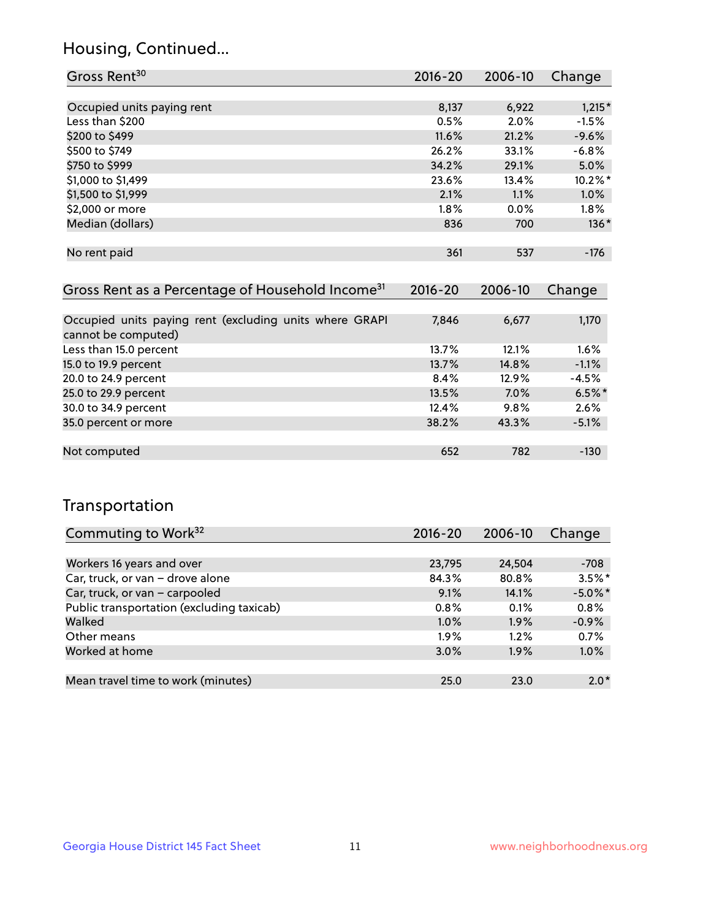## Housing, Continued...

| Gross Rent[30] | 2016-20 | 2006-10 | Change |
|---|---|---|---|
| Occupied units paying rent | 8,137 | 6,922 | 1,215* |
| Less than $200 | 0.5% | 2.0% | -1.5% |
| $200 to $499 | 11.6% | 21.2% | -9.6% |
| $500 to $749 | 26.2% | 33.1% | -6.8% |
| $750 to $999 | 34.2% | 29.1% | 5.0% |
| $1,000 to $1,499 | 23.6% | 13.4% | 10.2%* |
| $1,500 to $1,999 | 2.1% | 1.1% | 1.0% |
| $2,000 or more | 1.8% | 0.0% | 1.8% |
| Median (dollars) | 836 | 700 | 136* |
| No rent paid | 361 | 537 | -176 |

| Gross Rent as a Percentage of Household Income[31] | 2016-20 | 2006-10 | Change |
|---|---|---|---|
| Occupied units paying rent (excluding units where GRAPI cannot be computed) | 7,846 | 6,677 | 1,170 |
| Less than 15.0 percent | 13.7% | 12.1% | 1.6% |
| 15.0 to 19.9 percent | 13.7% | 14.8% | -1.1% |
| 20.0 to 24.9 percent | 8.4% | 12.9% | -4.5% |
| 25.0 to 29.9 percent | 13.5% | 7.0% | 6.5%* |
| 30.0 to 34.9 percent | 12.4% | 9.8% | 2.6% |
| 35.0 percent or more | 38.2% | 43.3% | -5.1% |
| Not computed | 652 | 782 | -130 |

## Transportation

| Commuting to Work[32] | 2016-20 | 2006-10 | Change |
|---|---|---|---|
| Workers 16 years and over | 23,795 | 24,504 | -708 |
| Car, truck, or van – drove alone | 84.3% | 80.8% | 3.5%* |
| Car, truck, or van – carpooled | 9.1% | 14.1% | -5.0%* |
| Public transportation (excluding taxicab) | 0.8% | 0.1% | 0.8% |
| Walked | 1.0% | 1.9% | -0.9% |
| Other means | 1.9% | 1.2% | 0.7% |
| Worked at home | 3.0% | 1.9% | 1.0% |
| Mean travel time to work (minutes) | 25.0 | 23.0 | 2.0* |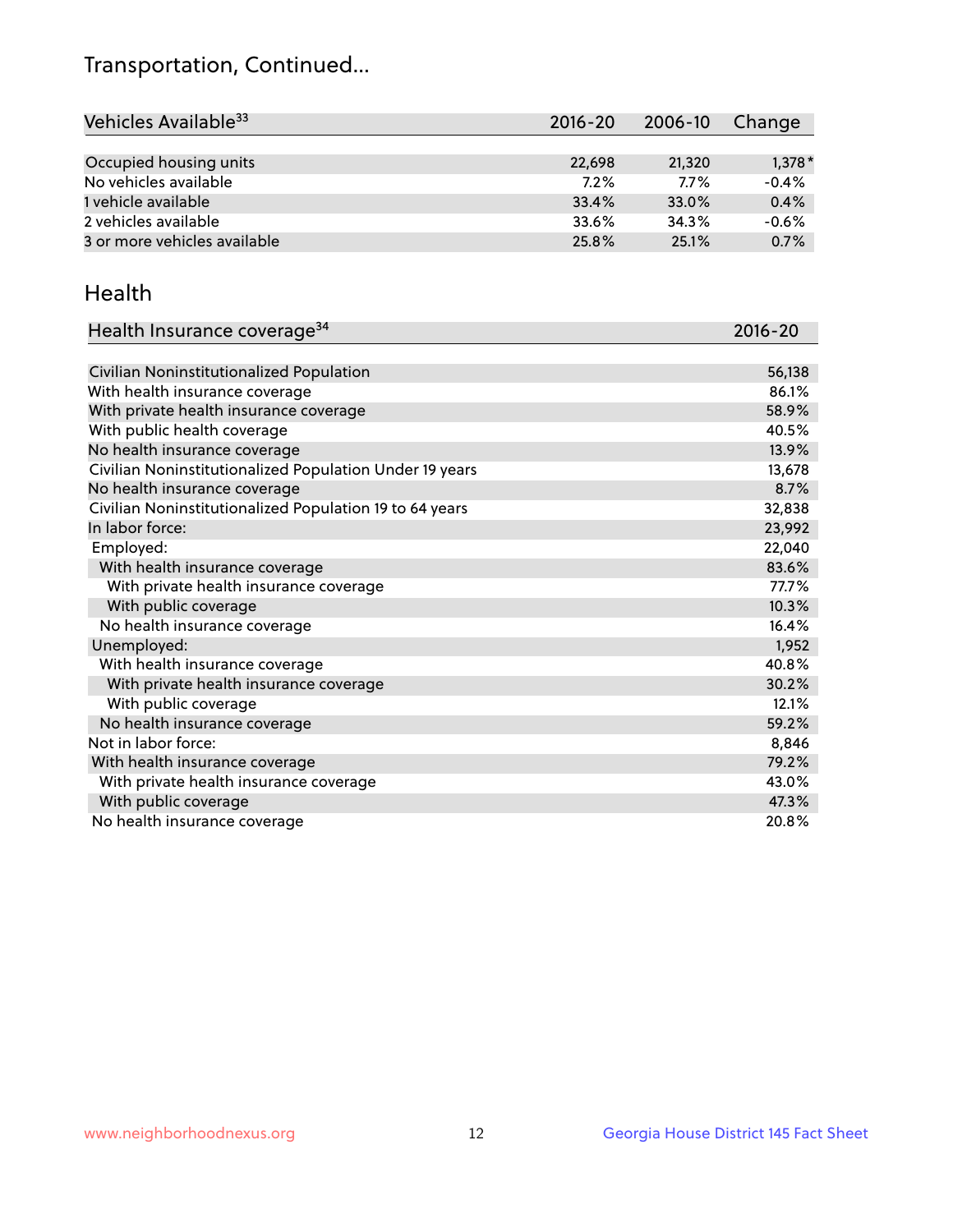# Transportation, Continued...

| Vehicles Available[33] | 2016-20 | 2006-10 | Change |
|---|---|---|---|
| Occupied housing units | 22,698 | 21,320 | 1,378* |
| No vehicles available | 7.2% | 7.7% | -0.4% |
| 1 vehicle available | 33.4% | 33.0% | 0.4% |
| 2 vehicles available | 33.6% | 34.3% | -0.6% |
| 3 or more vehicles available | 25.8% | 25.1% | 0.7% |

## Health

| Health Insurance coverage[34] | 2016-20 |
|---|---|
| Civilian Noninstitutionalized Population | 56,138 |
| With health insurance coverage | 86.1% |
| With private health insurance coverage | 58.9% |
| With public health coverage | 40.5% |
| No health insurance coverage | 13.9% |
| Civilian Noninstitutionalized Population Under 19 years | 13,678 |
| No health insurance coverage | 8.7% |
| Civilian Noninstitutionalized Population 19 to 64 years | 32,838 |
| In labor force: | 23,992 |
| Employed: | 22,040 |
| With health insurance coverage | 83.6% |
| With private health insurance coverage | 77.7% |
| With public coverage | 10.3% |
| No health insurance coverage | 16.4% |
| Unemployed: | 1,952 |
| With health insurance coverage | 40.8% |
| With private health insurance coverage | 30.2% |
| With public coverage | 12.1% |
| No health insurance coverage | 59.2% |
| Not in labor force: | 8,846 |
| With health insurance coverage | 79.2% |
| With private health insurance coverage | 43.0% |
| With public coverage | 47.3% |
| No health insurance coverage | 20.8% |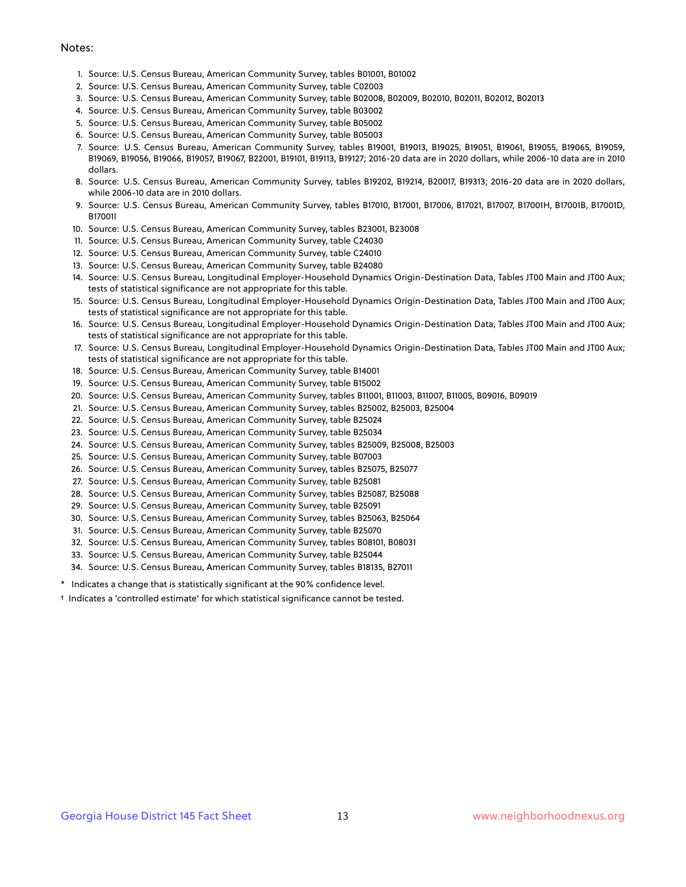Notes:

1. Source: U.S. Census Bureau, American Community Survey, tables B01001, B01002
2. Source: U.S. Census Bureau, American Community Survey, table C02003
3. Source: U.S. Census Bureau, American Community Survey, table B02008, B02009, B02010, B02011, B02012, B02013
4. Source: U.S. Census Bureau, American Community Survey, table B03002
5. Source: U.S. Census Bureau, American Community Survey, table B05002
6. Source: U.S. Census Bureau, American Community Survey, table B05003
7. Source: U.S. Census Bureau, American Community Survey, tables B19001, B19013, B19025, B19051, B19061, B19055, B19065, B19059, B19069, B19056, B19066, B19057, B19067, B22001, B19101, B19113, B19127; 2016-20 data are in 2020 dollars, while 2006-10 data are in 2010 dollars.
8. Source: U.S. Census Bureau, American Community Survey, tables B19202, B19214, B20017, B19313; 2016-20 data are in 2020 dollars, while 2006-10 data are in 2010 dollars.
9. Source: U.S. Census Bureau, American Community Survey, tables B17010, B17001, B17006, B17021, B17007, B17001H, B17001B, B17001D, B17001I
10. Source: U.S. Census Bureau, American Community Survey, tables B23001, B23008
11. Source: U.S. Census Bureau, American Community Survey, table C24030
12. Source: U.S. Census Bureau, American Community Survey, table C24010
13. Source: U.S. Census Bureau, American Community Survey, table B24080
14. Source: U.S. Census Bureau, Longitudinal Employer-Household Dynamics Origin-Destination Data, Tables JT00 Main and JT00 Aux; tests of statistical significance are not appropriate for this table.
15. Source: U.S. Census Bureau, Longitudinal Employer-Household Dynamics Origin-Destination Data, Tables JT00 Main and JT00 Aux; tests of statistical significance are not appropriate for this table.
16. Source: U.S. Census Bureau, Longitudinal Employer-Household Dynamics Origin-Destination Data, Tables JT00 Main and JT00 Aux; tests of statistical significance are not appropriate for this table.
17. Source: U.S. Census Bureau, Longitudinal Employer-Household Dynamics Origin-Destination Data, Tables JT00 Main and JT00 Aux; tests of statistical significance are not appropriate for this table.
18. Source: U.S. Census Bureau, American Community Survey, table B14001
19. Source: U.S. Census Bureau, American Community Survey, table B15002
20. Source: U.S. Census Bureau, American Community Survey, tables B11001, B11003, B11007, B11005, B09016, B09019
21. Source: U.S. Census Bureau, American Community Survey, tables B25002, B25003, B25004
22. Source: U.S. Census Bureau, American Community Survey, table B25024
23. Source: U.S. Census Bureau, American Community Survey, table B25034
24. Source: U.S. Census Bureau, American Community Survey, tables B25009, B25008, B25003
25. Source: U.S. Census Bureau, American Community Survey, table B07003
26. Source: U.S. Census Bureau, American Community Survey, tables B25075, B25077
27. Source: U.S. Census Bureau, American Community Survey, table B25081
28. Source: U.S. Census Bureau, American Community Survey, tables B25087, B25088
29. Source: U.S. Census Bureau, American Community Survey, table B25091
30. Source: U.S. Census Bureau, American Community Survey, tables B25063, B25064
31. Source: U.S. Census Bureau, American Community Survey, table B25070
32. Source: U.S. Census Bureau, American Community Survey, tables B08101, B08031
33. Source: U.S. Census Bureau, American Community Survey, table B25044
34. Source: U.S. Census Bureau, American Community Survey, tables B18135, B27011

\* Indicates a change that is statistically significant at the 90% confidence level.

† Indicates a 'controlled estimate' for which statistical significance cannot be tested.